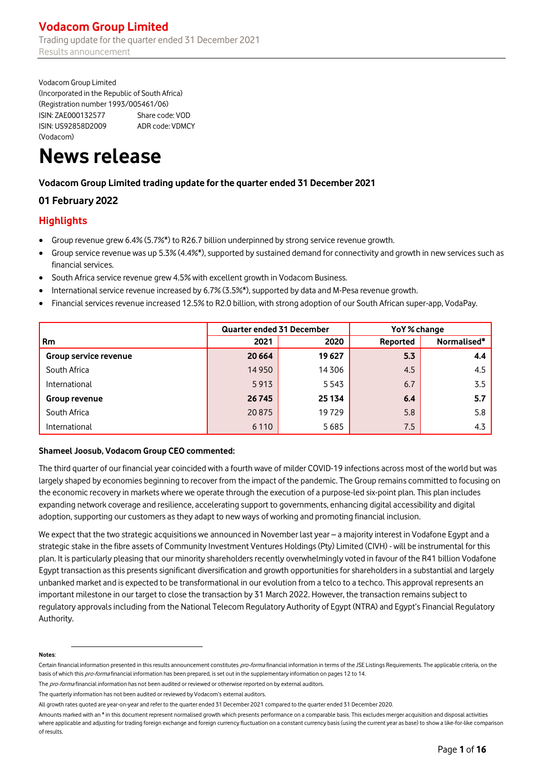Vodacom Group Limited
(Incorporated in the Republic of South Africa)
(Registration number 1993/005461/06)
ISIN: ZAE000132577 Share code: VOD
ISIN: US92858D2009 ADR code: VDMCY
(Vodacom)

# News release

### Vodacom Group Limited trading update for the quarter ended 31 December 2021

### 01 February 2022

## Highlights

- Group revenue grew 6.4% (5.7%*) to R26.7 billion underpinned by strong service revenue growth.
- Group service revenue was up 5.3% (4.4%*), supported by sustained demand for connectivity and growth in new services such as financial services.
- South Africa service revenue grew 4.5% with excellent growth in Vodacom Business.
- International service revenue increased by 6.7% (3.5%*), supported by data and M-Pesa revenue growth.
- Financial services revenue increased 12.5% to R2.0 billion, with strong adoption of our South African super-app, VodaPay.

| | Quarter ended 31 December | | YoY % change | |
|---|---|---|---|---|
| Rm | 2021 | 2020 | Reported | Normalised* |
| **Group service revenue** | **20 664** | **19 627** | **5.3** | **4.4** |
| South Africa | 14 950 | 14 306 | 4.5 | 4.5 |
| International | 5 913 | 5 543 | 6.7 | 3.5 |
| **Group revenue** | **26 745** | **25 134** | **6.4** | **5.7** |
| South Africa | 20 875 | 19 729 | 5.8 | 5.8 |
| International | 6 110 | 5 685 | 7.5 | 4.3 |

**Shameel Joosub, Vodacom Group CEO commented:**

The third quarter of our financial year coincided with a fourth wave of milder COVID-19 infections across most of the world but was largely shaped by economies beginning to recover from the impact of the pandemic. The Group remains committed to focusing on the economic recovery in markets where we operate through the execution of a purpose-led six-point plan. This plan includes expanding network coverage and resilience, accelerating support to governments, enhancing digital accessibility and digital adoption, supporting our customers as they adapt to new ways of working and promoting financial inclusion.

We expect that the two strategic acquisitions we announced in November last year – a majority interest in Vodafone Egypt and a strategic stake in the fibre assets of Community Investment Ventures Holdings (Pty) Limited (CIVH) - will be instrumental for this plan. It is particularly pleasing that our minority shareholders recently overwhelmingly voted in favour of the R41 billion Vodafone Egypt transaction as this presents significant diversification and growth opportunities for shareholders in a substantial and largely unbanked market and is expected to be transformational in our evolution from a telco to a techco. This approval represents an important milestone in our target to close the transaction by 31 March 2022. However, the transaction remains subject to regulatory approvals including from the National Telecom Regulatory Authority of Egypt (NTRA) and Egypt's Financial Regulatory Authority.

**Notes**:

Certain financial information presented in this results announcement constitutes *pro-forma* financial information in terms of the JSE Listings Requirements. The applicable criteria, on the basis of which this *pro-forma* financial information has been prepared, is set out in the supplementary information on pages 12 to 14.

The *pro-forma* financial information has not been audited or reviewed or otherwise reported on by external auditors.

The quarterly information has not been audited or reviewed by Vodacom's external auditors.

All growth rates quoted are year-on-year and refer to the quarter ended 31 December 2021 compared to the quarter ended 31 December 2020.

Amounts marked with an * in this document represent normalised growth which presents performance on a comparable basis. This excludes merger acquisition and disposal activities where applicable and adjusting for trading foreign exchange and foreign currency fluctuation on a constant currency basis (using the current year as base) to show a like-for-like comparison of results.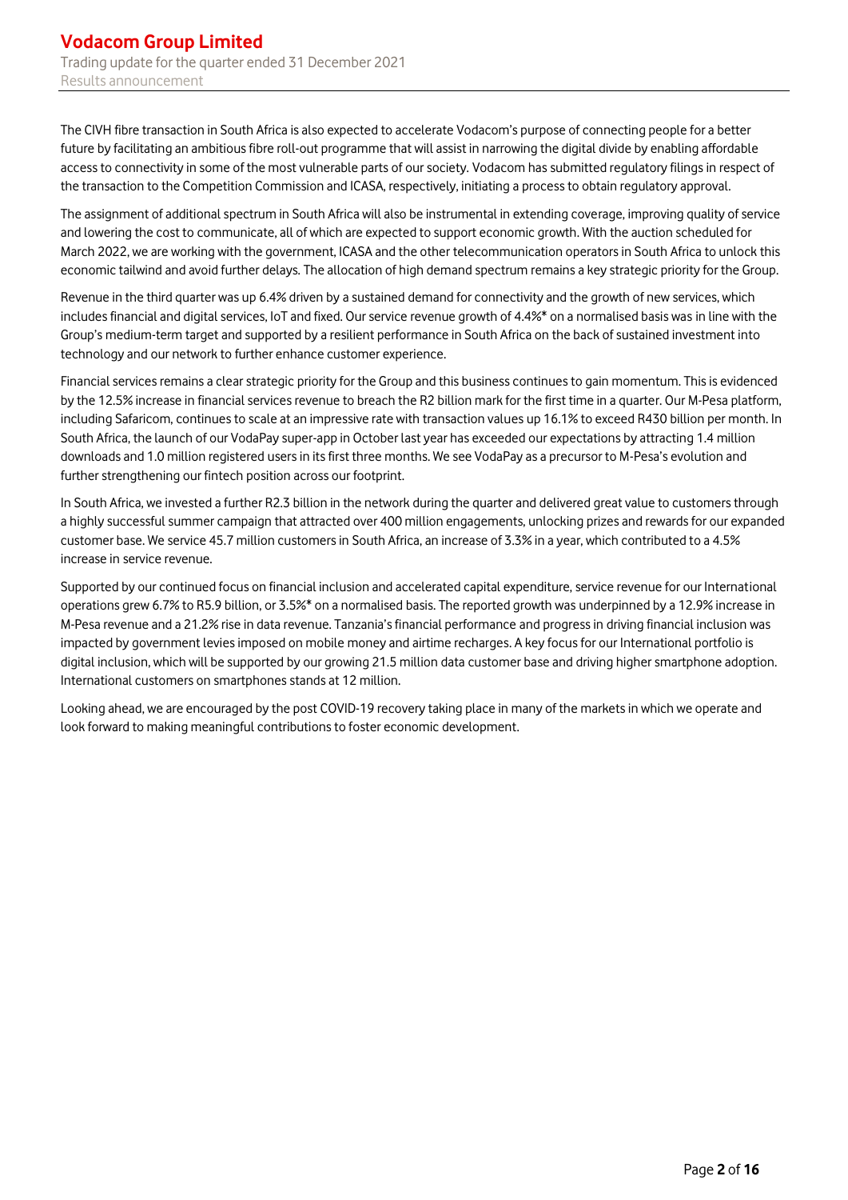The CIVH fibre transaction in South Africa is also expected to accelerate Vodacom's purpose of connecting people for a better future by facilitating an ambitious fibre roll-out programme that will assist in narrowing the digital divide by enabling affordable access to connectivity in some of the most vulnerable parts of our society. Vodacom has submitted regulatory filings in respect of the transaction to the Competition Commission and ICASA, respectively, initiating a process to obtain regulatory approval.

The assignment of additional spectrum in South Africa will also be instrumental in extending coverage, improving quality of service and lowering the cost to communicate, all of which are expected to support economic growth. With the auction scheduled for March 2022, we are working with the government, ICASA and the other telecommunication operators in South Africa to unlock this economic tailwind and avoid further delays. The allocation of high demand spectrum remains a key strategic priority for the Group.

Revenue in the third quarter was up 6.4% driven by a sustained demand for connectivity and the growth of new services, which includes financial and digital services, IoT and fixed. Our service revenue growth of 4.4%* on a normalised basis was in line with the Group's medium-term target and supported by a resilient performance in South Africa on the back of sustained investment into technology and our network to further enhance customer experience.

Financial services remains a clear strategic priority for the Group and this business continues to gain momentum. This is evidenced by the 12.5% increase in financial services revenue to breach the R2 billion mark for the first time in a quarter. Our M-Pesa platform, including Safaricom, continues to scale at an impressive rate with transaction values up 16.1% to exceed R430 billion per month. In South Africa, the launch of our VodaPay super-app in October last year has exceeded our expectations by attracting 1.4 million downloads and 1.0 million registered users in its first three months. We see VodaPay as a precursor to M-Pesa's evolution and further strengthening our fintech position across our footprint.

In South Africa, we invested a further R2.3 billion in the network during the quarter and delivered great value to customers through a highly successful summer campaign that attracted over 400 million engagements, unlocking prizes and rewards for our expanded customer base. We service 45.7 million customers in South Africa, an increase of 3.3% in a year, which contributed to a 4.5% increase in service revenue.

Supported by our continued focus on financial inclusion and accelerated capital expenditure, service revenue for our International operations grew 6.7% to R5.9 billion, or 3.5%* on a normalised basis. The reported growth was underpinned by a 12.9% increase in M-Pesa revenue and a 21.2% rise in data revenue. Tanzania's financial performance and progress in driving financial inclusion was impacted by government levies imposed on mobile money and airtime recharges. A key focus for our International portfolio is digital inclusion, which will be supported by our growing 21.5 million data customer base and driving higher smartphone adoption. International customers on smartphones stands at 12 million.

Looking ahead, we are encouraged by the post COVID-19 recovery taking place in many of the markets in which we operate and look forward to making meaningful contributions to foster economic development.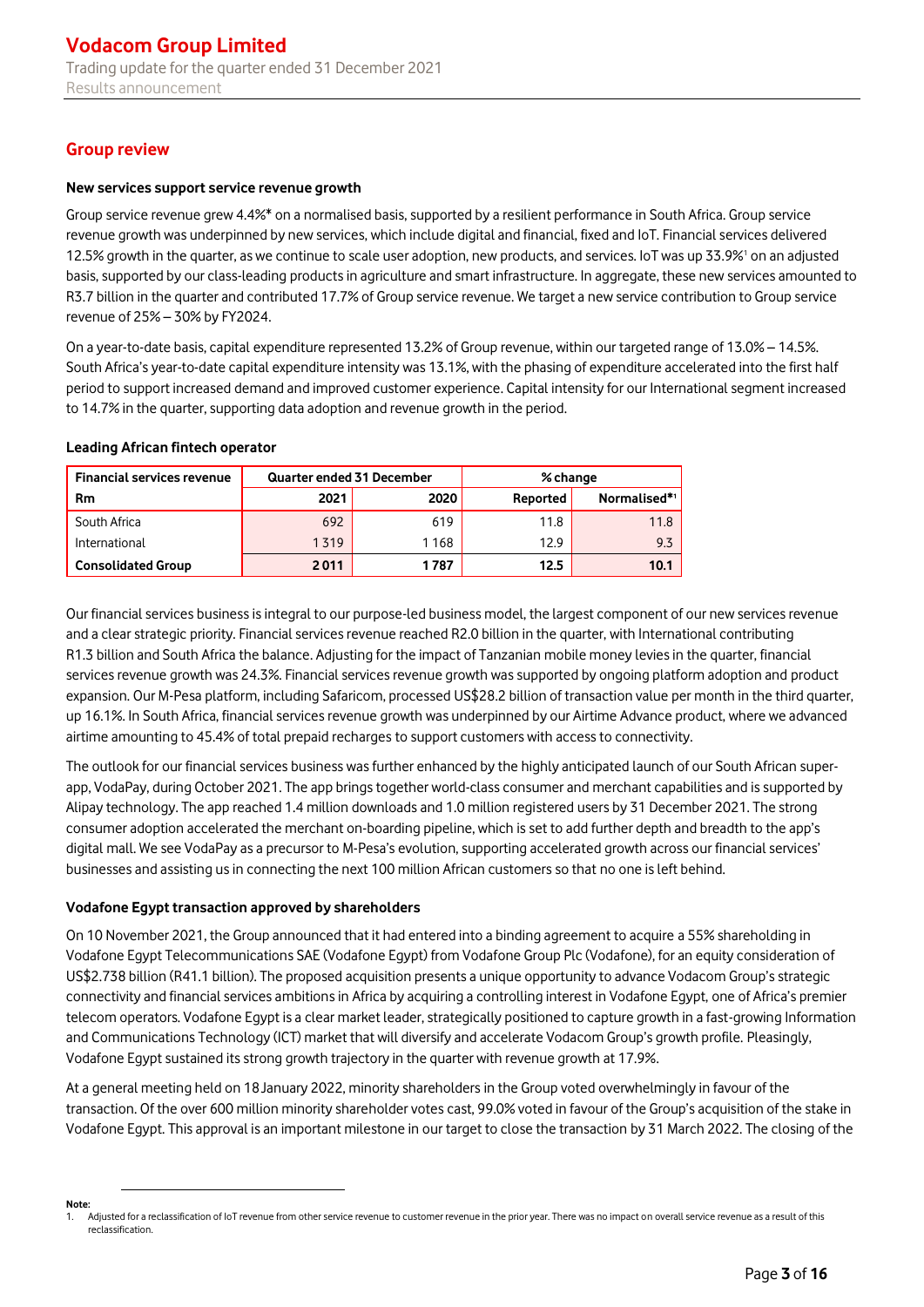## Group review

**New services support service revenue growth**

Group service revenue grew 4.4%* on a normalised basis, supported by a resilient performance in South Africa. Group service revenue growth was underpinned by new services, which include digital and financial, fixed and IoT. Financial services delivered 12.5% growth in the quarter, as we continue to scale user adoption, new products, and services. IoT was up 33.9%[1] on an adjusted basis, supported by our class-leading products in agriculture and smart infrastructure. In aggregate, these new services amounted to R3.7 billion in the quarter and contributed 17.7% of Group service revenue. We target a new service contribution to Group service revenue of 25% – 30% by FY2024.

On a year-to-date basis, capital expenditure represented 13.2% of Group revenue, within our targeted range of 13.0% – 14.5%. South Africa's year-to-date capital expenditure intensity was 13.1%, with the phasing of expenditure accelerated into the first half period to support increased demand and improved customer experience. Capital intensity for our International segment increased to 14.7% in the quarter, supporting data adoption and revenue growth in the period.

**Leading African fintech operator**

| Financial services revenue | Quarter ended 31 December | | % change | |
|---|---|---|---|---|
| Rm | 2021 | 2020 | Reported | Normalised*[1] |
| South Africa | 692 | 619 | 11.8 | 11.8 |
| International | 1 319 | 1 168 | 12.9 | 9.3 |
| **Consolidated Group** | **2 011** | **1 787** | **12.5** | **10.1** |

Our financial services business is integral to our purpose-led business model, the largest component of our new services revenue and a clear strategic priority. Financial services revenue reached R2.0 billion in the quarter, with International contributing R1.3 billion and South Africa the balance. Adjusting for the impact of Tanzanian mobile money levies in the quarter, financial services revenue growth was 24.3%. Financial services revenue growth was supported by ongoing platform adoption and product expansion. Our M-Pesa platform, including Safaricom, processed US$28.2 billion of transaction value per month in the third quarter, up 16.1%. In South Africa, financial services revenue growth was underpinned by our Airtime Advance product, where we advanced airtime amounting to 45.4% of total prepaid recharges to support customers with access to connectivity.

The outlook for our financial services business was further enhanced by the highly anticipated launch of our South African super-app, VodaPay, during October 2021. The app brings together world-class consumer and merchant capabilities and is supported by Alipay technology. The app reached 1.4 million downloads and 1.0 million registered users by 31 December 2021. The strong consumer adoption accelerated the merchant on-boarding pipeline, which is set to add further depth and breadth to the app's digital mall. We see VodaPay as a precursor to M-Pesa's evolution, supporting accelerated growth across our financial services' businesses and assisting us in connecting the next 100 million African customers so that no one is left behind.

**Vodafone Egypt transaction approved by shareholders**

On 10 November 2021, the Group announced that it had entered into a binding agreement to acquire a 55% shareholding in Vodafone Egypt Telecommunications SAE (Vodafone Egypt) from Vodafone Group Plc (Vodafone), for an equity consideration of US$2.738 billion (R41.1 billion). The proposed acquisition presents a unique opportunity to advance Vodacom Group's strategic connectivity and financial services ambitions in Africa by acquiring a controlling interest in Vodafone Egypt, one of Africa's premier telecom operators. Vodafone Egypt is a clear market leader, strategically positioned to capture growth in a fast-growing Information and Communications Technology (ICT) market that will diversify and accelerate Vodacom Group's growth profile. Pleasingly, Vodafone Egypt sustained its strong growth trajectory in the quarter with revenue growth at 17.9%.

At a general meeting held on 18 January 2022, minority shareholders in the Group voted overwhelmingly in favour of the transaction. Of the over 600 million minority shareholder votes cast, 99.0% voted in favour of the Group's acquisition of the stake in Vodafone Egypt. This approval is an important milestone in our target to close the transaction by 31 March 2022. The closing of the

**Note:**

1. Adjusted for a reclassification of IoT revenue from other service revenue to customer revenue in the prior year. There was no impact on overall service revenue as a result of this reclassification.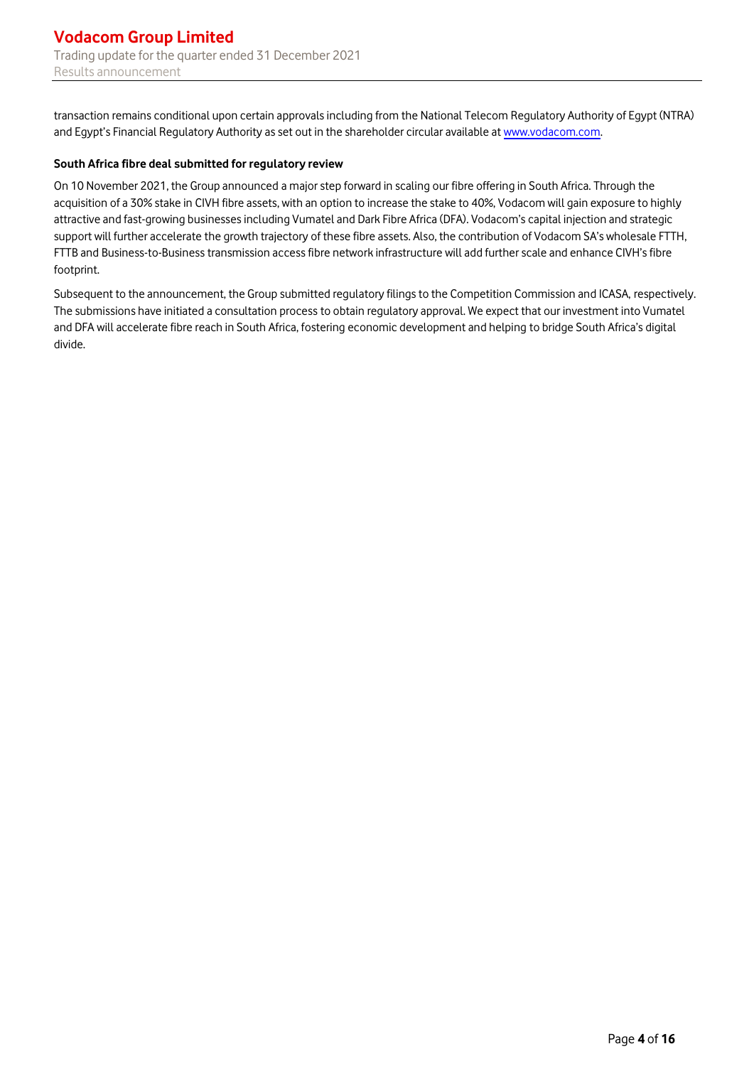transaction remains conditional upon certain approvals including from the National Telecom Regulatory Authority of Egypt (NTRA) and Egypt's Financial Regulatory Authority as set out in the shareholder circular available at www.vodacom.com.

**South Africa fibre deal submitted for regulatory review**

On 10 November 2021, the Group announced a major step forward in scaling our fibre offering in South Africa. Through the acquisition of a 30% stake in CIVH fibre assets, with an option to increase the stake to 40%, Vodacom will gain exposure to highly attractive and fast-growing businesses including Vumatel and Dark Fibre Africa (DFA). Vodacom's capital injection and strategic support will further accelerate the growth trajectory of these fibre assets. Also, the contribution of Vodacom SA's wholesale FTTH, FTTB and Business-to-Business transmission access fibre network infrastructure will add further scale and enhance CIVH's fibre footprint.

Subsequent to the announcement, the Group submitted regulatory filings to the Competition Commission and ICASA, respectively. The submissions have initiated a consultation process to obtain regulatory approval. We expect that our investment into Vumatel and DFA will accelerate fibre reach in South Africa, fostering economic development and helping to bridge South Africa's digital divide.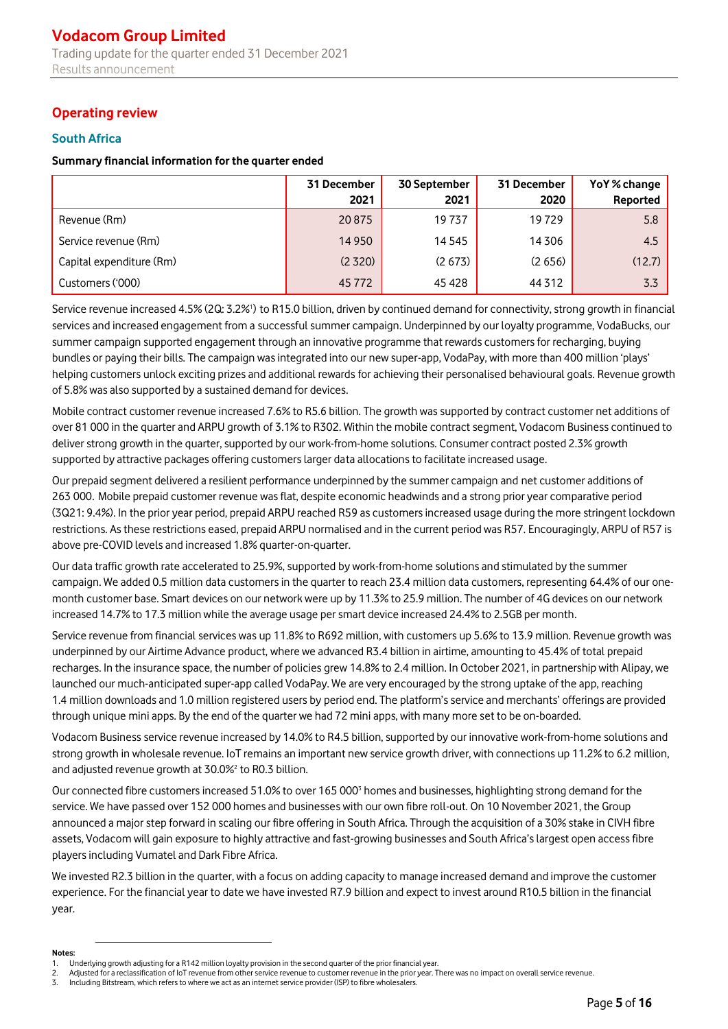## Operating review

### South Africa

**Summary financial information for the quarter ended**

| | 31 December 2021 | 30 September 2021 | 31 December 2020 | YoY % change Reported |
|---|---|---|---|---|
| Revenue (Rm) | 20 875 | 19 737 | 19 729 | 5.8 |
| Service revenue (Rm) | 14 950 | 14 545 | 14 306 | 4.5 |
| Capital expenditure (Rm) | (2 320) | (2 673) | (2 656) | (12.7) |
| Customers ('000) | 45 772 | 45 428 | 44 312 | 3.3 |

Service revenue increased 4.5% (2Q: 3.2%[1]) to R15.0 billion, driven by continued demand for connectivity, strong growth in financial services and increased engagement from a successful summer campaign. Underpinned by our loyalty programme, VodaBucks, our summer campaign supported engagement through an innovative programme that rewards customers for recharging, buying bundles or paying their bills. The campaign was integrated into our new super-app, VodaPay, with more than 400 million 'plays' helping customers unlock exciting prizes and additional rewards for achieving their personalised behavioural goals. Revenue growth of 5.8% was also supported by a sustained demand for devices.

Mobile contract customer revenue increased 7.6% to R5.6 billion. The growth was supported by contract customer net additions of over 81 000 in the quarter and ARPU growth of 3.1% to R302. Within the mobile contract segment, Vodacom Business continued to deliver strong growth in the quarter, supported by our work-from-home solutions. Consumer contract posted 2.3% growth supported by attractive packages offering customers larger data allocations to facilitate increased usage.

Our prepaid segment delivered a resilient performance underpinned by the summer campaign and net customer additions of 263 000. Mobile prepaid customer revenue was flat, despite economic headwinds and a strong prior year comparative period (3Q21: 9.4%). In the prior year period, prepaid ARPU reached R59 as customers increased usage during the more stringent lockdown restrictions. As these restrictions eased, prepaid ARPU normalised and in the current period was R57. Encouragingly, ARPU of R57 is above pre-COVID levels and increased 1.8% quarter-on-quarter.

Our data traffic growth rate accelerated to 25.9%, supported by work-from-home solutions and stimulated by the summer campaign. We added 0.5 million data customers in the quarter to reach 23.4 million data customers, representing 64.4% of our one-month customer base. Smart devices on our network were up by 11.3% to 25.9 million. The number of 4G devices on our network increased 14.7% to 17.3 million while the average usage per smart device increased 24.4% to 2.5GB per month.

Service revenue from financial services was up 11.8% to R692 million, with customers up 5.6% to 13.9 million. Revenue growth was underpinned by our Airtime Advance product, where we advanced R3.4 billion in airtime, amounting to 45.4% of total prepaid recharges. In the insurance space, the number of policies grew 14.8% to 2.4 million. In October 2021, in partnership with Alipay, we launched our much-anticipated super-app called VodaPay. We are very encouraged by the strong uptake of the app, reaching 1.4 million downloads and 1.0 million registered users by period end. The platform's service and merchants' offerings are provided through unique mini apps. By the end of the quarter we had 72 mini apps, with many more set to be on-boarded.

Vodacom Business service revenue increased by 14.0% to R4.5 billion, supported by our innovative work-from-home solutions and strong growth in wholesale revenue. IoT remains an important new service growth driver, with connections up 11.2% to 6.2 million, and adjusted revenue growth at 30.0%[2] to R0.3 billion.

Our connected fibre customers increased 51.0% to over 165 000[3] homes and businesses, highlighting strong demand for the service. We have passed over 152 000 homes and businesses with our own fibre roll-out. On 10 November 2021, the Group announced a major step forward in scaling our fibre offering in South Africa. Through the acquisition of a 30% stake in CIVH fibre assets, Vodacom will gain exposure to highly attractive and fast-growing businesses and South Africa's largest open access fibre players including Vumatel and Dark Fibre Africa.

We invested R2.3 billion in the quarter, with a focus on adding capacity to manage increased demand and improve the customer experience. For the financial year to date we have invested R7.9 billion and expect to invest around R10.5 billion in the financial year.

**Notes:**

1. Underlying growth adjusting for a R142 million loyalty provision in the second quarter of the prior financial year.
2. Adjusted for a reclassification of IoT revenue from other service revenue to customer revenue in the prior year. There was no impact on overall service revenue.
3. Including Bitstream, which refers to where we act as an internet service provider (ISP) to fibre wholesalers.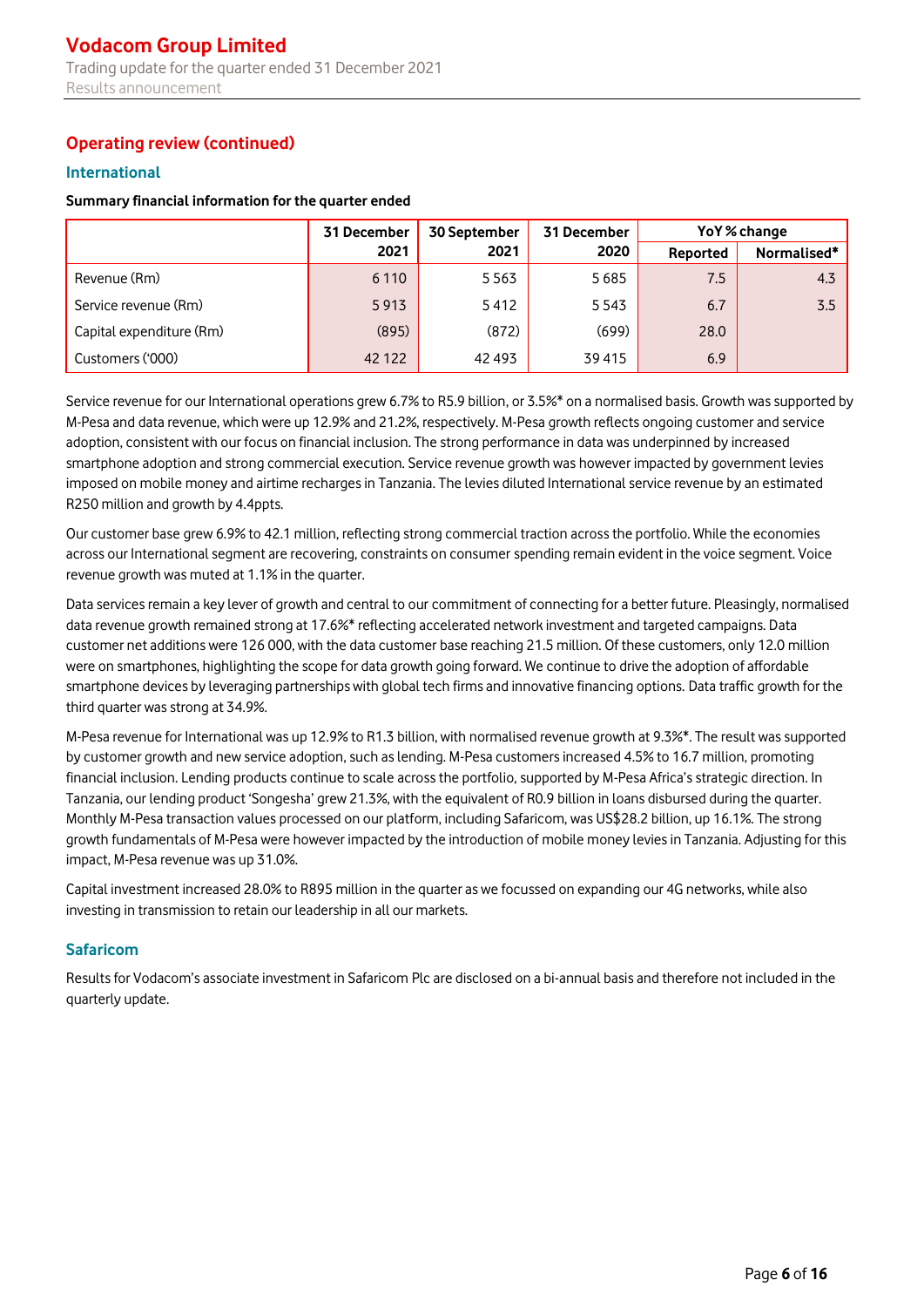## Operating review (continued)

### International

**Summary financial information for the quarter ended**

| | 31 December 2021 | 30 September 2021 | 31 December 2020 | YoY % change | |
|---|---|---|---|---|---|
| | | | | Reported | Normalised* |
| Revenue (Rm) | 6 110 | 5 563 | 5 685 | 7.5 | 4.3 |
| Service revenue (Rm) | 5 913 | 5 412 | 5 543 | 6.7 | 3.5 |
| Capital expenditure (Rm) | (895) | (872) | (699) | 28.0 | |
| Customers ('000) | 42 122 | 42 493 | 39 415 | 6.9 | |

Service revenue for our International operations grew 6.7% to R5.9 billion, or 3.5%* on a normalised basis. Growth was supported by M-Pesa and data revenue, which were up 12.9% and 21.2%, respectively. M-Pesa growth reflects ongoing customer and service adoption, consistent with our focus on financial inclusion. The strong performance in data was underpinned by increased smartphone adoption and strong commercial execution. Service revenue growth was however impacted by government levies imposed on mobile money and airtime recharges in Tanzania. The levies diluted International service revenue by an estimated R250 million and growth by 4.4ppts.

Our customer base grew 6.9% to 42.1 million, reflecting strong commercial traction across the portfolio. While the economies across our International segment are recovering, constraints on consumer spending remain evident in the voice segment. Voice revenue growth was muted at 1.1% in the quarter.

Data services remain a key lever of growth and central to our commitment of connecting for a better future. Pleasingly, normalised data revenue growth remained strong at 17.6%* reflecting accelerated network investment and targeted campaigns. Data customer net additions were 126 000, with the data customer base reaching 21.5 million. Of these customers, only 12.0 million were on smartphones, highlighting the scope for data growth going forward. We continue to drive the adoption of affordable smartphone devices by leveraging partnerships with global tech firms and innovative financing options. Data traffic growth for the third quarter was strong at 34.9%.

M-Pesa revenue for International was up 12.9% to R1.3 billion, with normalised revenue growth at 9.3%*. The result was supported by customer growth and new service adoption, such as lending. M-Pesa customers increased 4.5% to 16.7 million, promoting financial inclusion. Lending products continue to scale across the portfolio, supported by M-Pesa Africa's strategic direction. In Tanzania, our lending product 'Songesha' grew 21.3%, with the equivalent of R0.9 billion in loans disbursed during the quarter. Monthly M-Pesa transaction values processed on our platform, including Safaricom, was US$28.2 billion, up 16.1%. The strong growth fundamentals of M-Pesa were however impacted by the introduction of mobile money levies in Tanzania. Adjusting for this impact, M-Pesa revenue was up 31.0%.

Capital investment increased 28.0% to R895 million in the quarter as we focussed on expanding our 4G networks, while also investing in transmission to retain our leadership in all our markets.

### Safaricom

Results for Vodacom's associate investment in Safaricom Plc are disclosed on a bi-annual basis and therefore not included in the quarterly update.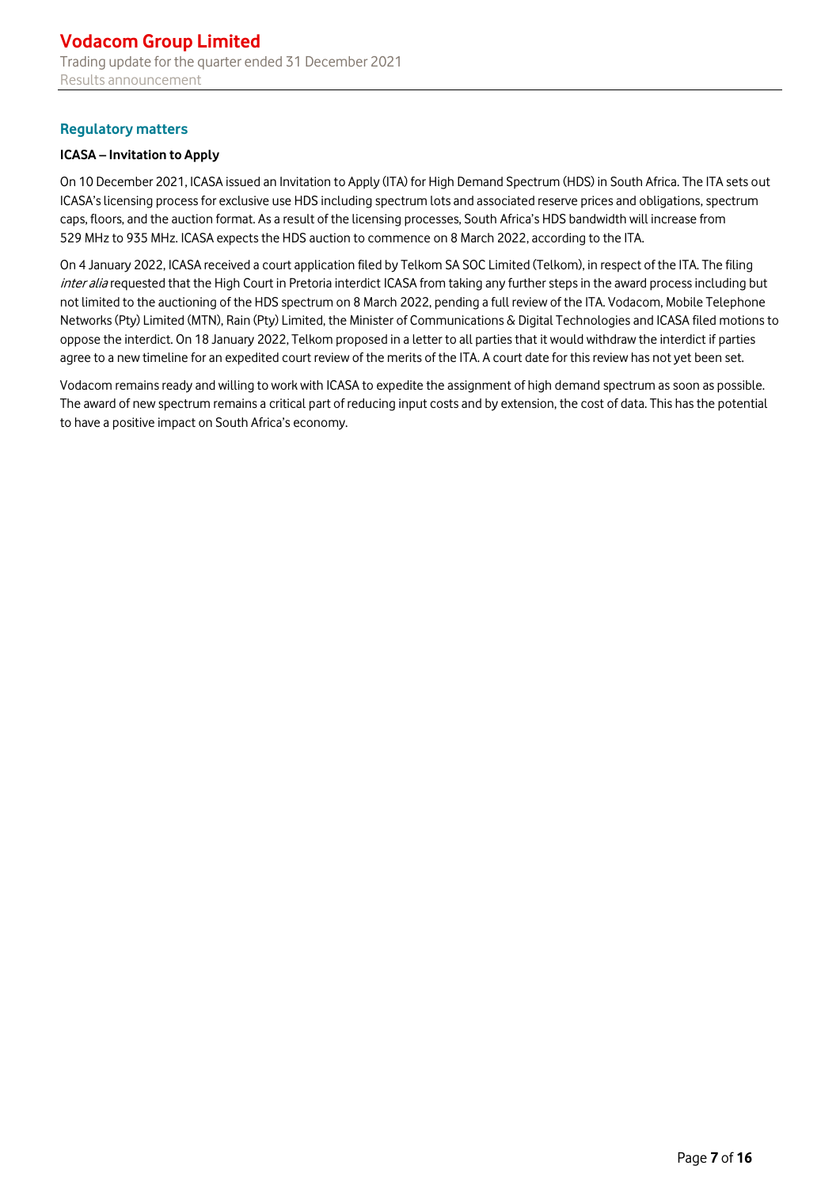## Regulatory matters

### ICASA – Invitation to Apply

On 10 December 2021, ICASA issued an Invitation to Apply (ITA) for High Demand Spectrum (HDS) in South Africa. The ITA sets out ICASA's licensing process for exclusive use HDS including spectrum lots and associated reserve prices and obligations, spectrum caps, floors, and the auction format. As a result of the licensing processes, South Africa's HDS bandwidth will increase from 529 MHz to 935 MHz. ICASA expects the HDS auction to commence on 8 March 2022, according to the ITA.

On 4 January 2022, ICASA received a court application filed by Telkom SA SOC Limited (Telkom), in respect of the ITA. The filing *inter alia* requested that the High Court in Pretoria interdict ICASA from taking any further steps in the award process including but not limited to the auctioning of the HDS spectrum on 8 March 2022, pending a full review of the ITA. Vodacom, Mobile Telephone Networks (Pty) Limited (MTN), Rain (Pty) Limited, the Minister of Communications & Digital Technologies and ICASA filed motions to oppose the interdict. On 18 January 2022, Telkom proposed in a letter to all parties that it would withdraw the interdict if parties agree to a new timeline for an expedited court review of the merits of the ITA. A court date for this review has not yet been set.

Vodacom remains ready and willing to work with ICASA to expedite the assignment of high demand spectrum as soon as possible. The award of new spectrum remains a critical part of reducing input costs and by extension, the cost of data. This has the potential to have a positive impact on South Africa's economy.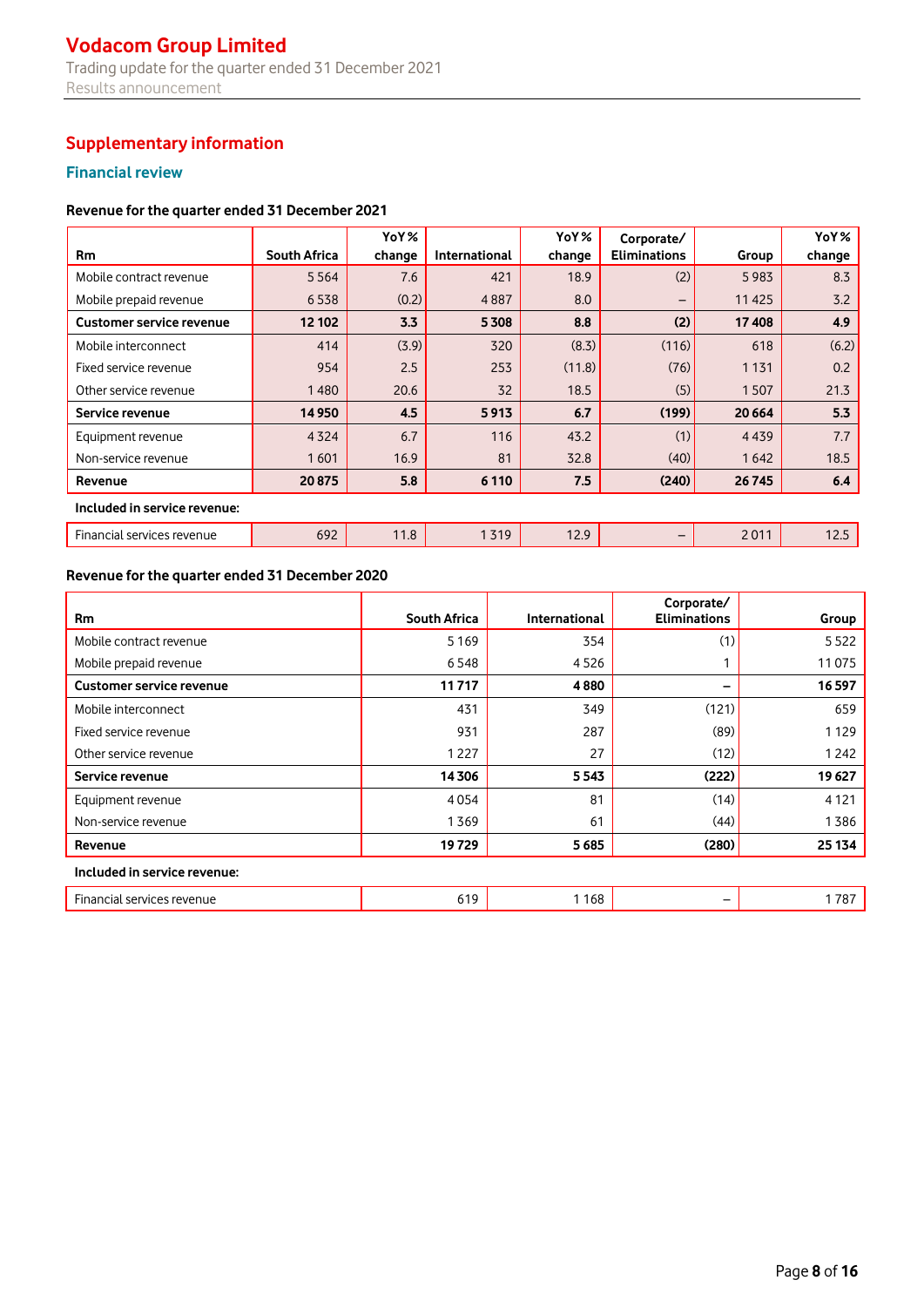# Supplementary information

## Financial review

### Revenue for the quarter ended 31 December 2021

| Rm | South Africa | YoY % change | International | YoY % change | Corporate/ Eliminations | Group | YoY % change |
|---|---|---|---|---|---|---|---|
| Mobile contract revenue | 5 564 | 7.6 | 421 | 18.9 | (2) | 5 983 | 8.3 |
| Mobile prepaid revenue | 6 538 | (0.2) | 4 887 | 8.0 | – | 11 425 | 3.2 |
| **Customer service revenue** | **12 102** | **3.3** | **5 308** | **8.8** | **(2)** | **17 408** | **4.9** |
| Mobile interconnect | 414 | (3.9) | 320 | (8.3) | (116) | 618 | (6.2) |
| Fixed service revenue | 954 | 2.5 | 253 | (11.8) | (76) | 1 131 | 0.2 |
| Other service revenue | 1 480 | 20.6 | 32 | 18.5 | (5) | 1 507 | 21.3 |
| **Service revenue** | **14 950** | **4.5** | **5 913** | **6.7** | **(199)** | **20 664** | **5.3** |
| Equipment revenue | 4 324 | 6.7 | 116 | 43.2 | (1) | 4 439 | 7.7 |
| Non-service revenue | 1 601 | 16.9 | 81 | 32.8 | (40) | 1 642 | 18.5 |
| **Revenue** | **20 875** | **5.8** | **6 110** | **7.5** | **(240)** | **26 745** | **6.4** |
| **Included in service revenue:** | | | | | | | |
| Financial services revenue | 692 | 11.8 | 1 319 | 12.9 | – | 2 011 | 12.5 |

### Revenue for the quarter ended 31 December 2020

| Rm | South Africa | International | Corporate/ Eliminations | Group |
|---|---|---|---|---|
| Mobile contract revenue | 5 169 | 354 | (1) | 5 522 |
| Mobile prepaid revenue | 6 548 | 4 526 | 1 | 11 075 |
| **Customer service revenue** | **11 717** | **4 880** | **–** | **16 597** |
| Mobile interconnect | 431 | 349 | (121) | 659 |
| Fixed service revenue | 931 | 287 | (89) | 1 129 |
| Other service revenue | 1 227 | 27 | (12) | 1 242 |
| **Service revenue** | **14 306** | **5 543** | **(222)** | **19 627** |
| Equipment revenue | 4 054 | 81 | (14) | 4 121 |
| Non-service revenue | 1 369 | 61 | (44) | 1 386 |
| **Revenue** | **19 729** | **5 685** | **(280)** | **25 134** |
| **Included in service revenue:** | | | | |
| Financial services revenue | 619 | 1 168 | – | 1 787 |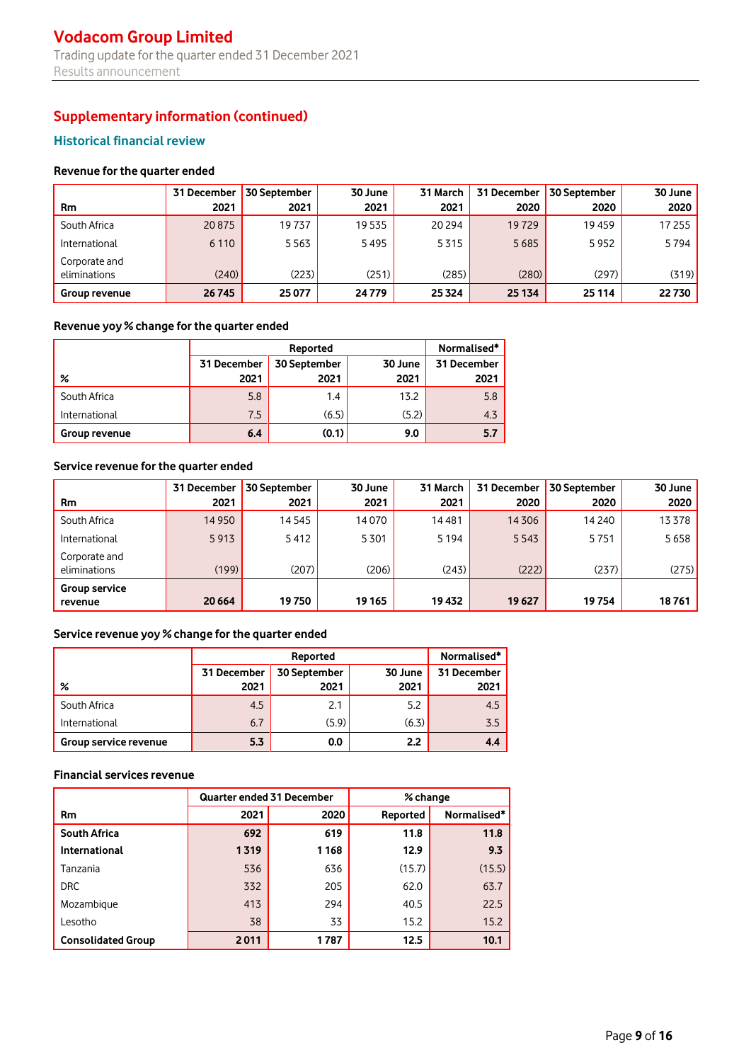## Supplementary information (continued)

### Historical financial review

#### Revenue for the quarter ended

| Rm | 31 December 2021 | 30 September 2021 | 30 June 2021 | 31 March 2021 | 31 December 2020 | 30 September 2020 | 30 June 2020 |
|---|---|---|---|---|---|---|---|
| South Africa | 20 875 | 19 737 | 19 535 | 20 294 | 19 729 | 19 459 | 17 255 |
| International | 6 110 | 5 563 | 5 495 | 5 315 | 5 685 | 5 952 | 5 794 |
| Corporate and eliminations | (240) | (223) | (251) | (285) | (280) | (297) | (319) |
| **Group revenue** | **26 745** | **25 077** | **24 779** | **25 324** | **25 134** | **25 114** | **22 730** |

#### Revenue yoy % change for the quarter ended

| | Reported | | | Normalised* |
|---|---|---|---|---|
| % | 31 December 2021 | 30 September 2021 | 30 June 2021 | 31 December 2021 |
| South Africa | 5.8 | 1.4 | 13.2 | 5.8 |
| International | 7.5 | (6.5) | (5.2) | 4.3 |
| **Group revenue** | **6.4** | **(0.1)** | **9.0** | **5.7** |

#### Service revenue for the quarter ended

| Rm | 31 December 2021 | 30 September 2021 | 30 June 2021 | 31 March 2021 | 31 December 2020 | 30 September 2020 | 30 June 2020 |
|---|---|---|---|---|---|---|---|
| South Africa | 14 950 | 14 545 | 14 070 | 14 481 | 14 306 | 14 240 | 13 378 |
| International | 5 913 | 5 412 | 5 301 | 5 194 | 5 543 | 5 751 | 5 658 |
| Corporate and eliminations | (199) | (207) | (206) | (243) | (222) | (237) | (275) |
| **Group service revenue** | **20 664** | **19 750** | **19 165** | **19 432** | **19 627** | **19 754** | **18 761** |

#### Service revenue yoy % change for the quarter ended

| | Reported | | | Normalised* |
|---|---|---|---|---|
| % | 31 December 2021 | 30 September 2021 | 30 June 2021 | 31 December 2021 |
| South Africa | 4.5 | 2.1 | 5.2 | 4.5 |
| International | 6.7 | (5.9) | (6.3) | 3.5 |
| **Group service revenue** | **5.3** | **0.0** | **2.2** | **4.4** |

#### Financial services revenue

| | Quarter ended 31 December | | % change | |
|---|---|---|---|---|
| Rm | 2021 | 2020 | Reported | Normalised* |
| **South Africa** | **692** | **619** | **11.8** | **11.8** |
| **International** | **1 319** | **1 168** | **12.9** | **9.3** |
| Tanzania | 536 | 636 | (15.7) | (15.5) |
| DRC | 332 | 205 | 62.0 | 63.7 |
| Mozambique | 413 | 294 | 40.5 | 22.5 |
| Lesotho | 38 | 33 | 15.2 | 15.2 |
| **Consolidated Group** | **2 011** | **1 787** | **12.5** | **10.1** |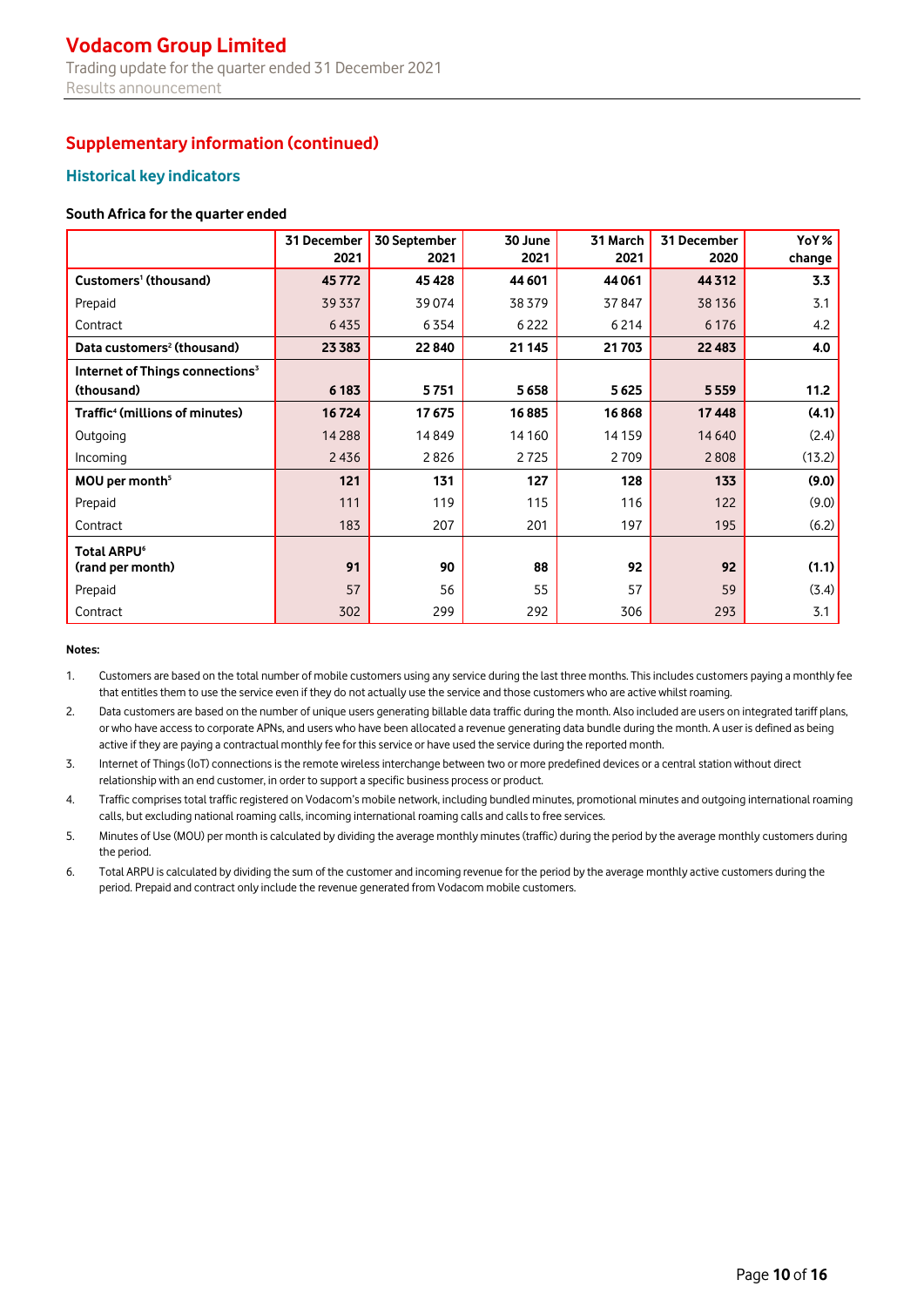## Supplementary information (continued)

### Historical key indicators

**South Africa for the quarter ended**

| | 31 December 2021 | 30 September 2021 | 30 June 2021 | 31 March 2021 | 31 December 2020 | YoY % change |
|---|---|---|---|---|---|---|
| **Customers[1] (thousand)** | **45 772** | **45 428** | **44 601** | **44 061** | **44 312** | **3.3** |
| Prepaid | 39 337 | 39 074 | 38 379 | 37 847 | 38 136 | 3.1 |
| Contract | 6 435 | 6 354 | 6 222 | 6 214 | 6 176 | 4.2 |
| **Data customers[2] (thousand)** | **23 383** | **22 840** | **21 145** | **21 703** | **22 483** | **4.0** |
| **Internet of Things connections[3] (thousand)** | **6 183** | **5 751** | **5 658** | **5 625** | **5 559** | **11.2** |
| **Traffic[4] (millions of minutes)** | **16 724** | **17 675** | **16 885** | **16 868** | **17 448** | **(4.1)** |
| Outgoing | 14 288 | 14 849 | 14 160 | 14 159 | 14 640 | (2.4) |
| Incoming | 2 436 | 2 826 | 2 725 | 2 709 | 2 808 | (13.2) |
| **MOU per month[5]** | **121** | **131** | **127** | **128** | **133** | **(9.0)** |
| Prepaid | 111 | 119 | 115 | 116 | 122 | (9.0) |
| Contract | 183 | 207 | 201 | 197 | 195 | (6.2) |
| **Total ARPU[6] (rand per month)** | **91** | **90** | **88** | **92** | **92** | **(1.1)** |
| Prepaid | 57 | 56 | 55 | 57 | 59 | (3.4) |
| Contract | 302 | 299 | 292 | 306 | 293 | 3.1 |

**Notes:**

1. Customers are based on the total number of mobile customers using any service during the last three months. This includes customers paying a monthly fee that entitles them to use the service even if they do not actually use the service and those customers who are active whilst roaming.
2. Data customers are based on the number of unique users generating billable data traffic during the month. Also included are users on integrated tariff plans, or who have access to corporate APNs, and users who have been allocated a revenue generating data bundle during the month. A user is defined as being active if they are paying a contractual monthly fee for this service or have used the service during the reported month.
3. Internet of Things (IoT) connections is the remote wireless interchange between two or more predefined devices or a central station without direct relationship with an end customer, in order to support a specific business process or product.
4. Traffic comprises total traffic registered on Vodacom's mobile network, including bundled minutes, promotional minutes and outgoing international roaming calls, but excluding national roaming calls, incoming international roaming calls and calls to free services.
5. Minutes of Use (MOU) per month is calculated by dividing the average monthly minutes (traffic) during the period by the average monthly customers during the period.
6. Total ARPU is calculated by dividing the sum of the customer and incoming revenue for the period by the average monthly active customers during the period. Prepaid and contract only include the revenue generated from Vodacom mobile customers.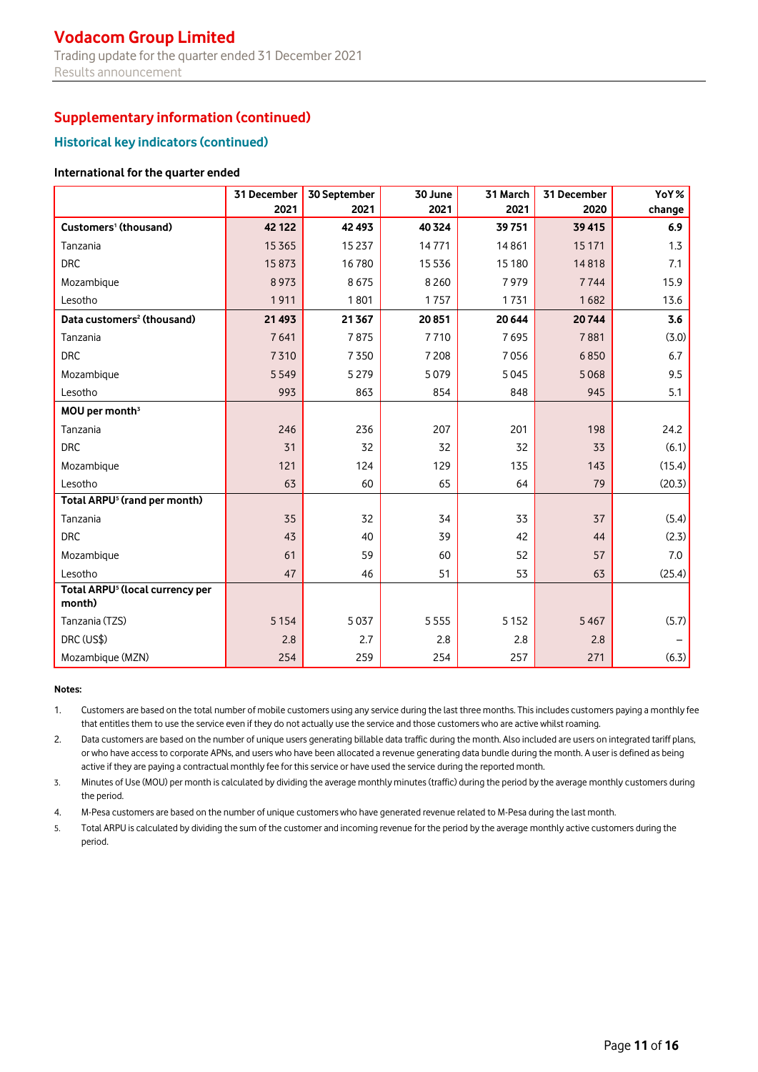## Supplementary information (continued)

### Historical key indicators (continued)

**International for the quarter ended**

| | 31 December 2021 | 30 September 2021 | 30 June 2021 | 31 March 2021 | 31 December 2020 | YoY % change |
|---|---|---|---|---|---|---|
| **Customers[1] (thousand)** | **42 122** | **42 493** | **40 324** | **39 751** | **39 415** | **6.9** |
| Tanzania | 15 365 | 15 237 | 14 771 | 14 861 | 15 171 | 1.3 |
| DRC | 15 873 | 16 780 | 15 536 | 15 180 | 14 818 | 7.1 |
| Mozambique | 8 973 | 8 675 | 8 260 | 7 979 | 7 744 | 15.9 |
| Lesotho | 1 911 | 1 801 | 1 757 | 1 731 | 1 682 | 13.6 |
| **Data customers[2] (thousand)** | **21 493** | **21 367** | **20 851** | **20 644** | **20 744** | **3.6** |
| Tanzania | 7 641 | 7 875 | 7 710 | 7 695 | 7 881 | (3.0) |
| DRC | 7 310 | 7 350 | 7 208 | 7 056 | 6 850 | 6.7 |
| Mozambique | 5 549 | 5 279 | 5 079 | 5 045 | 5 068 | 9.5 |
| Lesotho | 993 | 863 | 854 | 848 | 945 | 5.1 |
| **MOU per month[3]** | | | | | | |
| Tanzania | 246 | 236 | 207 | 201 | 198 | 24.2 |
| DRC | 31 | 32 | 32 | 32 | 33 | (6.1) |
| Mozambique | 121 | 124 | 129 | 135 | 143 | (15.4) |
| Lesotho | 63 | 60 | 65 | 64 | 79 | (20.3) |
| **Total ARPU[5] (rand per month)** | | | | | | |
| Tanzania | 35 | 32 | 34 | 33 | 37 | (5.4) |
| DRC | 43 | 40 | 39 | 42 | 44 | (2.3) |
| Mozambique | 61 | 59 | 60 | 52 | 57 | 7.0 |
| Lesotho | 47 | 46 | 51 | 53 | 63 | (25.4) |
| **Total ARPU[5] (local currency per month)** | | | | | | |
| Tanzania (TZS) | 5 154 | 5 037 | 5 555 | 5 152 | 5 467 | (5.7) |
| DRC (US$) | 2.8 | 2.7 | 2.8 | 2.8 | 2.8 | – |
| Mozambique (MZN) | 254 | 259 | 254 | 257 | 271 | (6.3) |

**Notes:**

1. Customers are based on the total number of mobile customers using any service during the last three months. This includes customers paying a monthly fee that entitles them to use the service even if they do not actually use the service and those customers who are active whilst roaming.
2. Data customers are based on the number of unique users generating billable data traffic during the month. Also included are users on integrated tariff plans, or who have access to corporate APNs, and users who have been allocated a revenue generating data bundle during the month. A user is defined as being active if they are paying a contractual monthly fee for this service or have used the service during the reported month.
3. Minutes of Use (MOU) per month is calculated by dividing the average monthly minutes (traffic) during the period by the average monthly customers during the period.
4. M-Pesa customers are based on the number of unique customers who have generated revenue related to M-Pesa during the last month.
5. Total ARPU is calculated by dividing the sum of the customer and incoming revenue for the period by the average monthly active customers during the period.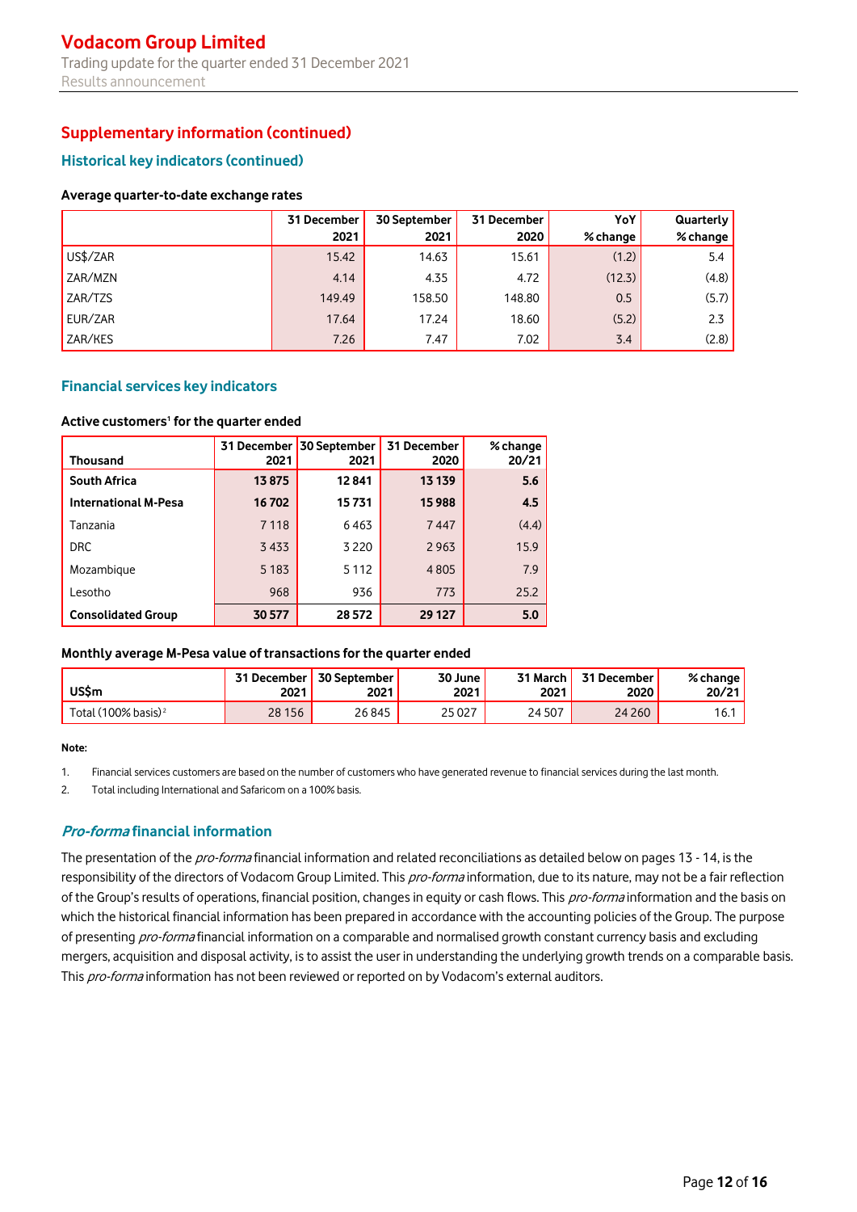## Supplementary information (continued)

### Historical key indicators (continued)

**Average quarter-to-date exchange rates**

| | 31 December 2021 | 30 September 2021 | 31 December 2020 | YoY % change | Quarterly % change |
|---|---|---|---|---|---|
| US$/ZAR | 15.42 | 14.63 | 15.61 | (1.2) | 5.4 |
| ZAR/MZN | 4.14 | 4.35 | 4.72 | (12.3) | (4.8) |
| ZAR/TZS | 149.49 | 158.50 | 148.80 | 0.5 | (5.7) |
| EUR/ZAR | 17.64 | 17.24 | 18.60 | (5.2) | 2.3 |
| ZAR/KES | 7.26 | 7.47 | 7.02 | 3.4 | (2.8) |

### Financial services key indicators

**Active customers[1] for the quarter ended**

| Thousand | 31 December 2021 | 30 September 2021 | 31 December 2020 | % change 20/21 |
|---|---|---|---|---|
| **South Africa** | **13 875** | **12 841** | **13 139** | **5.6** |
| **International M-Pesa** | **16 702** | **15 731** | **15 988** | **4.5** |
| Tanzania | 7 118 | 6 463 | 7 447 | (4.4) |
| DRC | 3 433 | 3 220 | 2 963 | 15.9 |
| Mozambique | 5 183 | 5 112 | 4 805 | 7.9 |
| Lesotho | 968 | 936 | 773 | 25.2 |
| **Consolidated Group** | **30 577** | **28 572** | **29 127** | **5.0** |

**Monthly average M-Pesa value of transactions for the quarter ended**

| US$m | 31 December 2021 | 30 September 2021 | 30 June 2021 | 31 March 2021 | 31 December 2020 | % change 20/21 |
|---|---|---|---|---|---|---|
| Total (100% basis)[2] | 28 156 | 26 845 | 25 027 | 24 507 | 24 260 | 16.1 |

**Note:**

1. Financial services customers are based on the number of customers who have generated revenue to financial services during the last month.
2. Total including International and Safaricom on a 100% basis.

### *Pro-forma* financial information

The presentation of the *pro-forma* financial information and related reconciliations as detailed below on pages 13 - 14, is the responsibility of the directors of Vodacom Group Limited. This *pro-forma* information, due to its nature, may not be a fair reflection of the Group's results of operations, financial position, changes in equity or cash flows. This *pro-forma* information and the basis on which the historical financial information has been prepared in accordance with the accounting policies of the Group. The purpose of presenting *pro-forma* financial information on a comparable and normalised growth constant currency basis and excluding mergers, acquisition and disposal activity, is to assist the user in understanding the underlying growth trends on a comparable basis. This *pro-forma* information has not been reviewed or reported on by Vodacom's external auditors.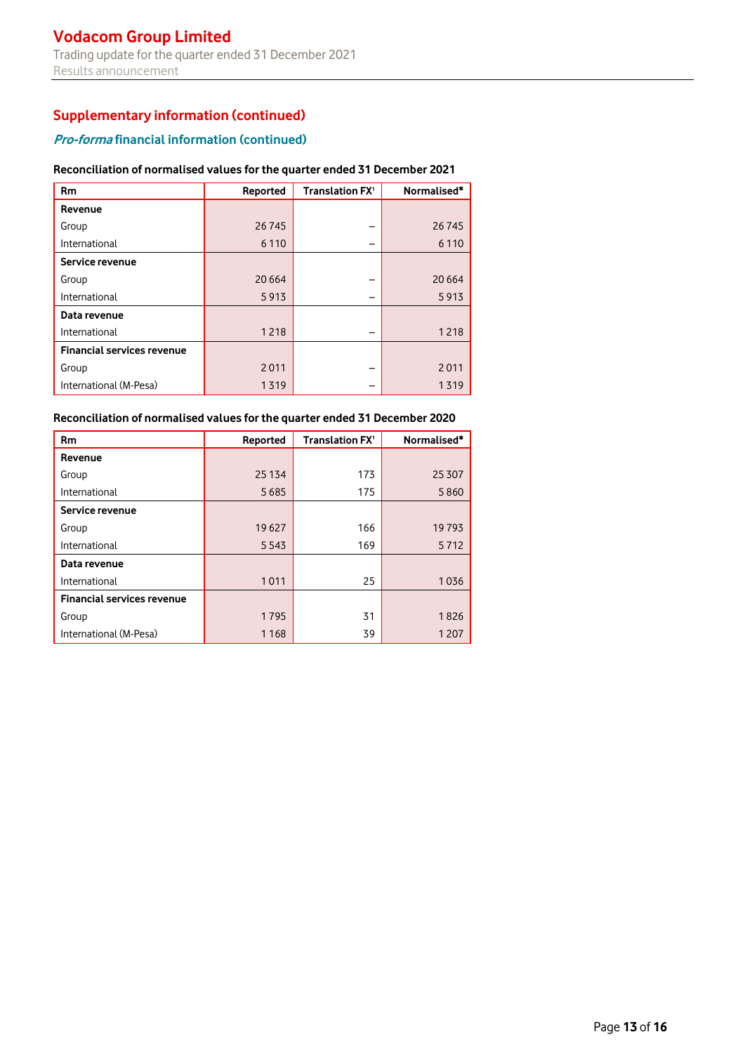## Supplementary information (continued)

### *Pro-forma* financial information (continued)

**Reconciliation of normalised values for the quarter ended 31 December 2021**

| Rm | Reported | Translation FX[1] | Normalised* |
|---|---|---|---|
| **Revenue** | | | |
| Group | 26 745 | – | 26 745 |
| International | 6 110 | – | 6 110 |
| **Service revenue** | | | |
| Group | 20 664 | – | 20 664 |
| International | 5 913 | – | 5 913 |
| **Data revenue** | | | |
| International | 1 218 | – | 1 218 |
| **Financial services revenue** | | | |
| Group | 2 011 | – | 2 011 |
| International (M-Pesa) | 1 319 | – | 1 319 |

**Reconciliation of normalised values for the quarter ended 31 December 2020**

| Rm | Reported | Translation FX[1] | Normalised* |
|---|---|---|---|
| **Revenue** | | | |
| Group | 25 134 | 173 | 25 307 |
| International | 5 685 | 175 | 5 860 |
| **Service revenue** | | | |
| Group | 19 627 | 166 | 19 793 |
| International | 5 543 | 169 | 5 712 |
| **Data revenue** | | | |
| International | 1 011 | 25 | 1 036 |
| **Financial services revenue** | | | |
| Group | 1 795 | 31 | 1 826 |
| International (M-Pesa) | 1 168 | 39 | 1 207 |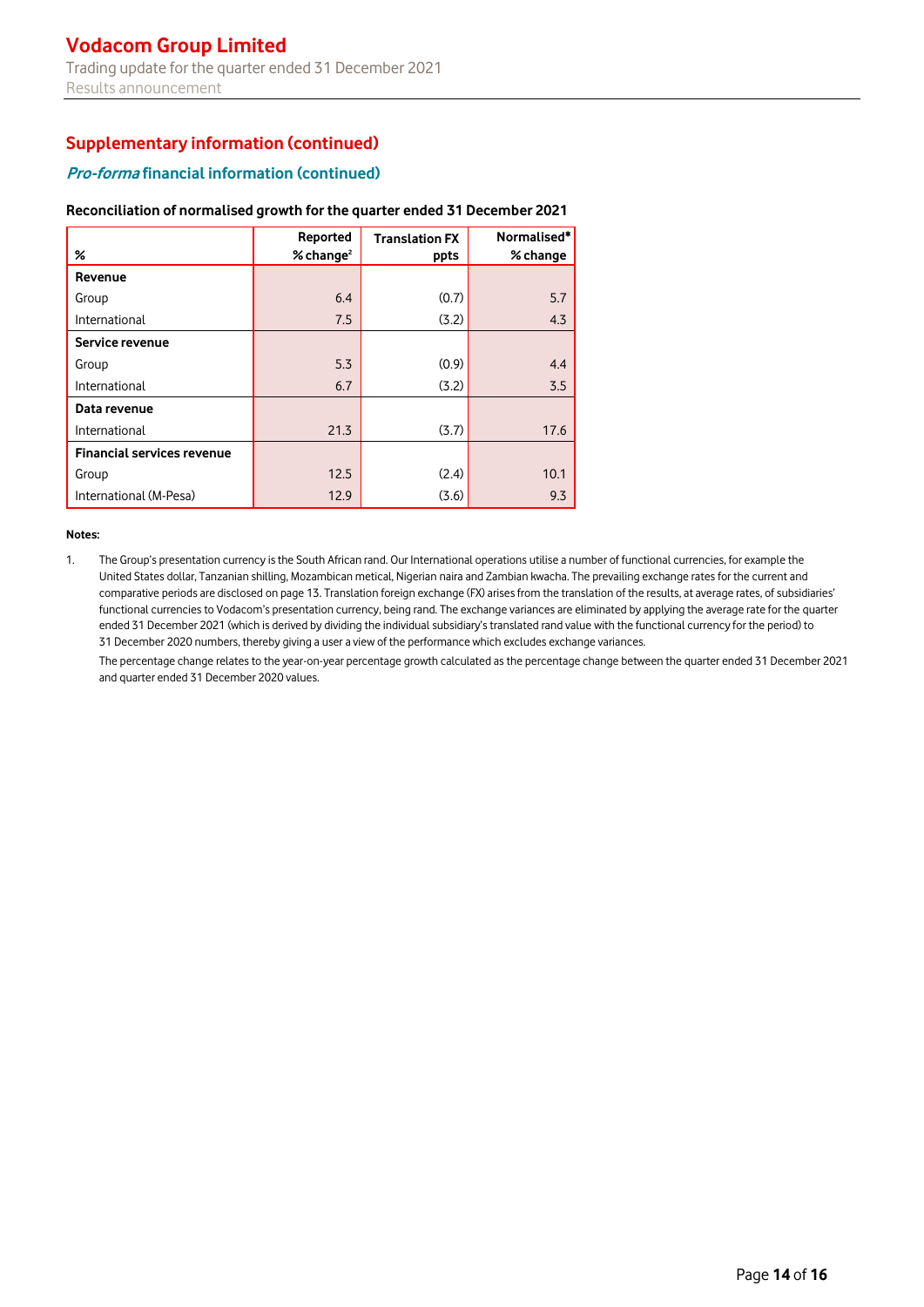## Supplementary information (continued)

### *Pro-forma* financial information (continued)

**Reconciliation of normalised growth for the quarter ended 31 December 2021**

| % | Reported % change[2] | Translation FX ppts | Normalised* % change |
|---|---|---|---|
| **Revenue** | | | |
| Group | 6.4 | (0.7) | 5.7 |
| International | 7.5 | (3.2) | 4.3 |
| **Service revenue** | | | |
| Group | 5.3 | (0.9) | 4.4 |
| International | 6.7 | (3.2) | 3.5 |
| **Data revenue** | | | |
| International | 21.3 | (3.7) | 17.6 |
| **Financial services revenue** | | | |
| Group | 12.5 | (2.4) | 10.1 |
| International (M-Pesa) | 12.9 | (3.6) | 9.3 |

**Notes:**

1. The Group's presentation currency is the South African rand. Our International operations utilise a number of functional currencies, for example the United States dollar, Tanzanian shilling, Mozambican metical, Nigerian naira and Zambian kwacha. The prevailing exchange rates for the current and comparative periods are disclosed on page 13. Translation foreign exchange (FX) arises from the translation of the results, at average rates, of subsidiaries' functional currencies to Vodacom's presentation currency, being rand. The exchange variances are eliminated by applying the average rate for the quarter ended 31 December 2021 (which is derived by dividing the individual subsidiary's translated rand value with the functional currency for the period) to 31 December 2020 numbers, thereby giving a user a view of the performance which excludes exchange variances.

   The percentage change relates to the year-on-year percentage growth calculated as the percentage change between the quarter ended 31 December 2021 and quarter ended 31 December 2020 values.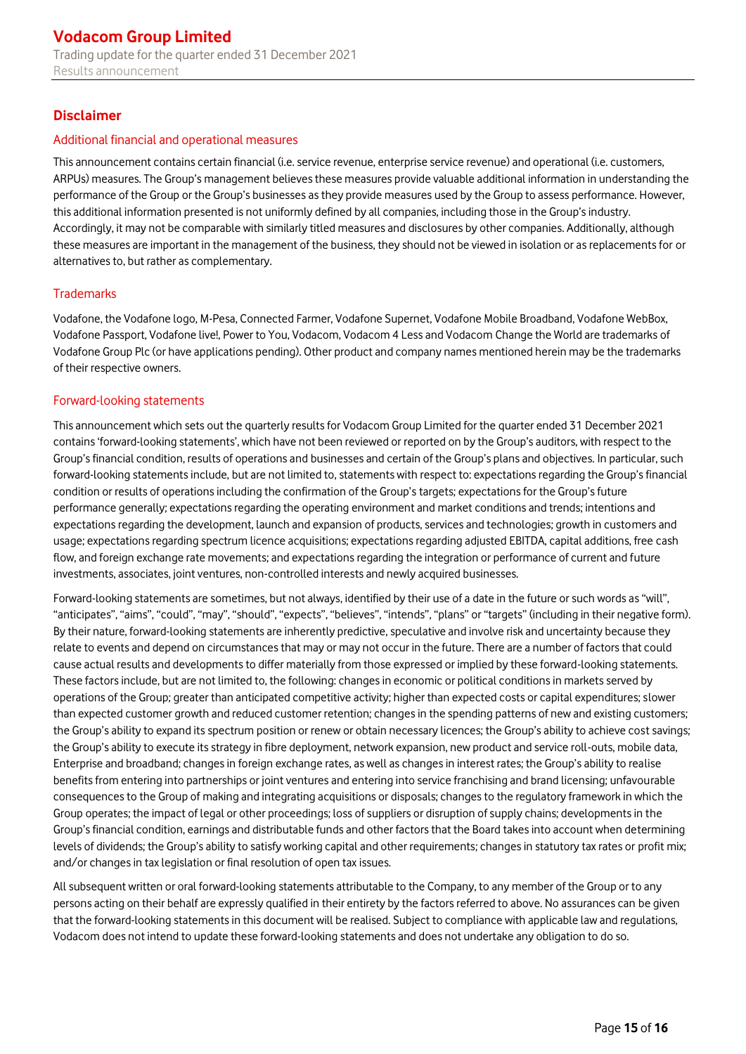## Disclaimer

### Additional financial and operational measures

This announcement contains certain financial (i.e. service revenue, enterprise service revenue) and operational (i.e. customers, ARPUs) measures. The Group's management believes these measures provide valuable additional information in understanding the performance of the Group or the Group's businesses as they provide measures used by the Group to assess performance. However, this additional information presented is not uniformly defined by all companies, including those in the Group's industry. Accordingly, it may not be comparable with similarly titled measures and disclosures by other companies. Additionally, although these measures are important in the management of the business, they should not be viewed in isolation or as replacements for or alternatives to, but rather as complementary.

### Trademarks

Vodafone, the Vodafone logo, M-Pesa, Connected Farmer, Vodafone Supernet, Vodafone Mobile Broadband, Vodafone WebBox, Vodafone Passport, Vodafone live!, Power to You, Vodacom, Vodacom 4 Less and Vodacom Change the World are trademarks of Vodafone Group Plc (or have applications pending). Other product and company names mentioned herein may be the trademarks of their respective owners.

### Forward-looking statements

This announcement which sets out the quarterly results for Vodacom Group Limited for the quarter ended 31 December 2021 contains 'forward-looking statements', which have not been reviewed or reported on by the Group's auditors, with respect to the Group's financial condition, results of operations and businesses and certain of the Group's plans and objectives. In particular, such forward-looking statements include, but are not limited to, statements with respect to: expectations regarding the Group's financial condition or results of operations including the confirmation of the Group's targets; expectations for the Group's future performance generally; expectations regarding the operating environment and market conditions and trends; intentions and expectations regarding the development, launch and expansion of products, services and technologies; growth in customers and usage; expectations regarding spectrum licence acquisitions; expectations regarding adjusted EBITDA, capital additions, free cash flow, and foreign exchange rate movements; and expectations regarding the integration or performance of current and future investments, associates, joint ventures, non-controlled interests and newly acquired businesses.

Forward-looking statements are sometimes, but not always, identified by their use of a date in the future or such words as "will", "anticipates", "aims", "could", "may", "should", "expects", "believes", "intends", "plans" or "targets" (including in their negative form). By their nature, forward-looking statements are inherently predictive, speculative and involve risk and uncertainty because they relate to events and depend on circumstances that may or may not occur in the future. There are a number of factors that could cause actual results and developments to differ materially from those expressed or implied by these forward-looking statements. These factors include, but are not limited to, the following: changes in economic or political conditions in markets served by operations of the Group; greater than anticipated competitive activity; higher than expected costs or capital expenditures; slower than expected customer growth and reduced customer retention; changes in the spending patterns of new and existing customers; the Group's ability to expand its spectrum position or renew or obtain necessary licences; the Group's ability to achieve cost savings; the Group's ability to execute its strategy in fibre deployment, network expansion, new product and service roll-outs, mobile data, Enterprise and broadband; changes in foreign exchange rates, as well as changes in interest rates; the Group's ability to realise benefits from entering into partnerships or joint ventures and entering into service franchising and brand licensing; unfavourable consequences to the Group of making and integrating acquisitions or disposals; changes to the regulatory framework in which the Group operates; the impact of legal or other proceedings; loss of suppliers or disruption of supply chains; developments in the Group's financial condition, earnings and distributable funds and other factors that the Board takes into account when determining levels of dividends; the Group's ability to satisfy working capital and other requirements; changes in statutory tax rates or profit mix; and/or changes in tax legislation or final resolution of open tax issues.

All subsequent written or oral forward-looking statements attributable to the Company, to any member of the Group or to any persons acting on their behalf are expressly qualified in their entirety by the factors referred to above. No assurances can be given that the forward-looking statements in this document will be realised. Subject to compliance with applicable law and regulations, Vodacom does not intend to update these forward-looking statements and does not undertake any obligation to do so.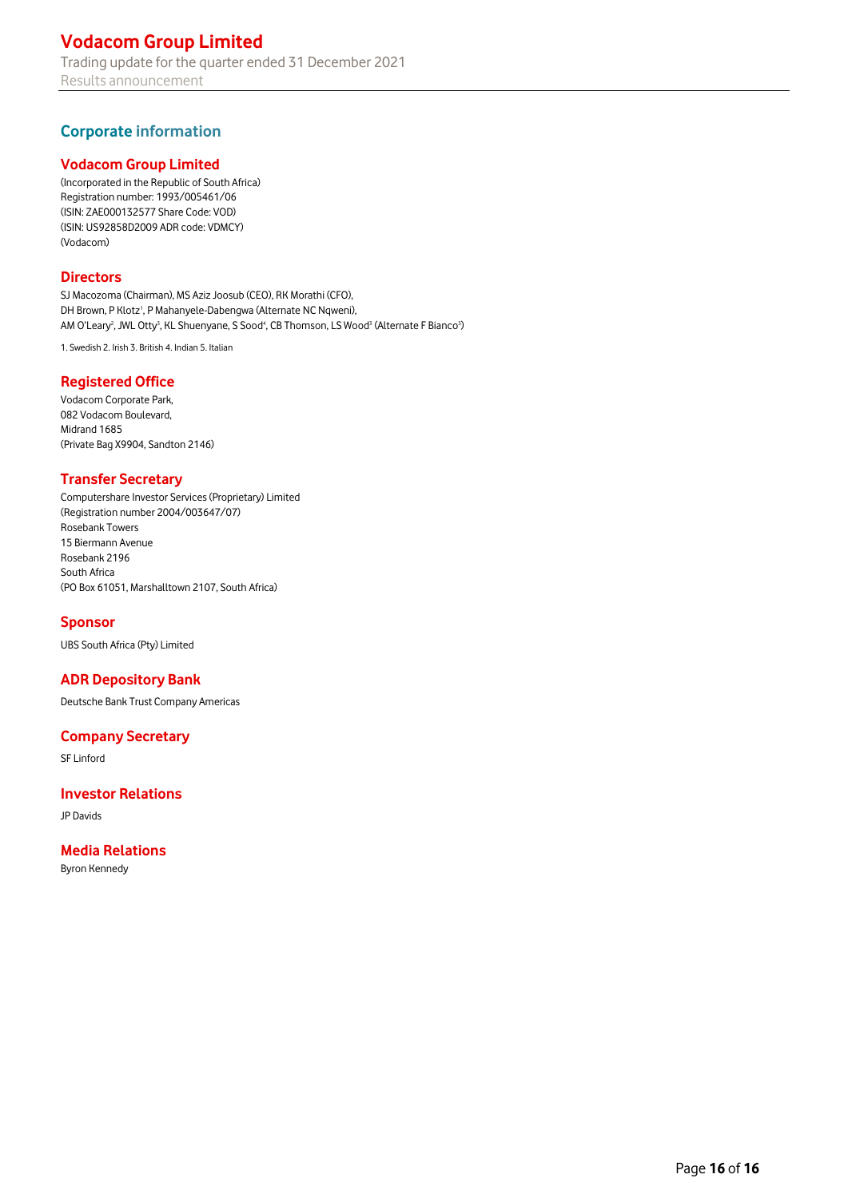# Corporate information

## Vodacom Group Limited

(Incorporated in the Republic of South Africa)
Registration number: 1993/005461/06
(ISIN: ZAE000132577 Share Code: VOD)
(ISIN: US92858D2009 ADR code: VDMCY)
(Vodacom)

## Directors

SJ Macozoma (Chairman), MS Aziz Joosub (CEO), RK Morathi (CFO),
DH Brown, P Klotz[1], P Mahanyele-Dabengwa (Alternate NC Nqweni),
AM O'Leary[2], JWL Otty[3], KL Shuenyane, S Sood[4], CB Thomson, LS Wood[3] (Alternate F Bianco[5])

1. Swedish 2. Irish 3. British 4. Indian 5. Italian

## Registered Office

Vodacom Corporate Park,
082 Vodacom Boulevard,
Midrand 1685
(Private Bag X9904, Sandton 2146)

## Transfer Secretary

Computershare Investor Services (Proprietary) Limited
(Registration number 2004/003647/07)
Rosebank Towers
15 Biermann Avenue
Rosebank 2196
South Africa
(PO Box 61051, Marshalltown 2107, South Africa)

## Sponsor

UBS South Africa (Pty) Limited

## ADR Depository Bank

Deutsche Bank Trust Company Americas

## Company Secretary

SF Linford

## Investor Relations

JP Davids

## Media Relations

Byron Kennedy